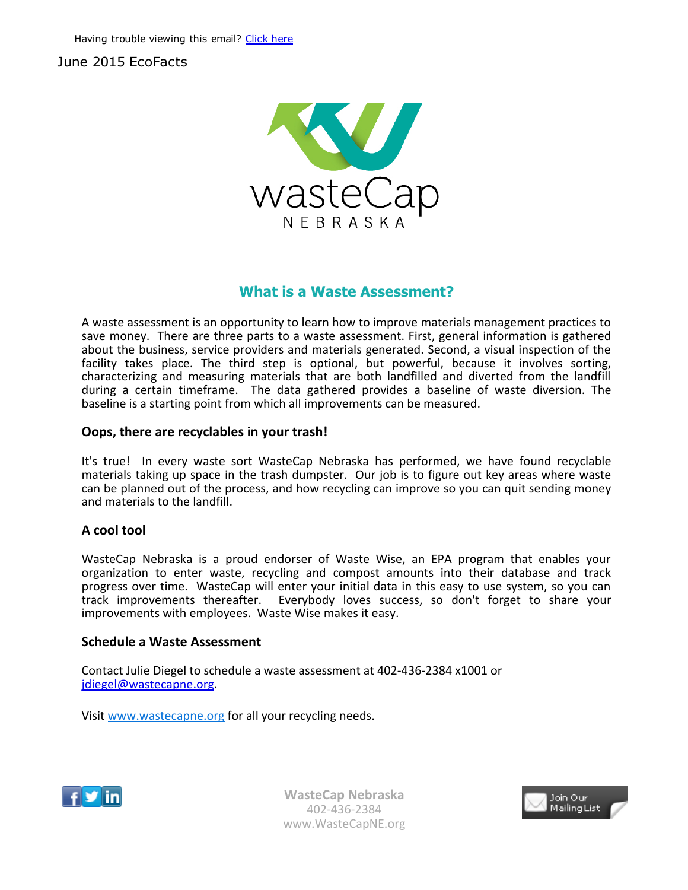Having trouble viewing this email? [Click here]

June 2015 EcoFacts

wasteCap
NEBRASKA

## What is a Waste Assessment?

A waste assessment is an opportunity to learn how to improve materials management practices to save money. There are three parts to a waste assessment. First, general information is gathered about the business, service providers and materials generated. Second, a visual inspection of the facility takes place. The third step is optional, but powerful, because it involves sorting, characterizing and measuring materials that are both landfilled and diverted from the landfill during a certain timeframe. The data gathered provides a baseline of waste diversion. The baseline is a starting point from which all improvements can be measured.

### Oops, there are recyclables in your trash!

It's true! In every waste sort WasteCap Nebraska has performed, we have found recyclable materials taking up space in the trash dumpster. Our job is to figure out key areas where waste can be planned out of the process, and how recycling can improve so you can quit sending money and materials to the landfill.

### A cool tool

WasteCap Nebraska is a proud endorser of Waste Wise, an EPA program that enables your organization to enter waste, recycling and compost amounts into their database and track progress over time. WasteCap will enter your initial data in this easy to use system, so you can track improvements thereafter. Everybody loves success, so don't forget to share your improvements with employees. Waste Wise makes it easy.

### Schedule a Waste Assessment

Contact Julie Diegel to schedule a waste assessment at 402-436-2384 x1001 or jdiegel@wastecapne.org.

Visit www.wastecapne.org for all your recycling needs.

**WasteCap Nebraska**
402-436-2384
www.WasteCapNE.org

Join Our Mailing List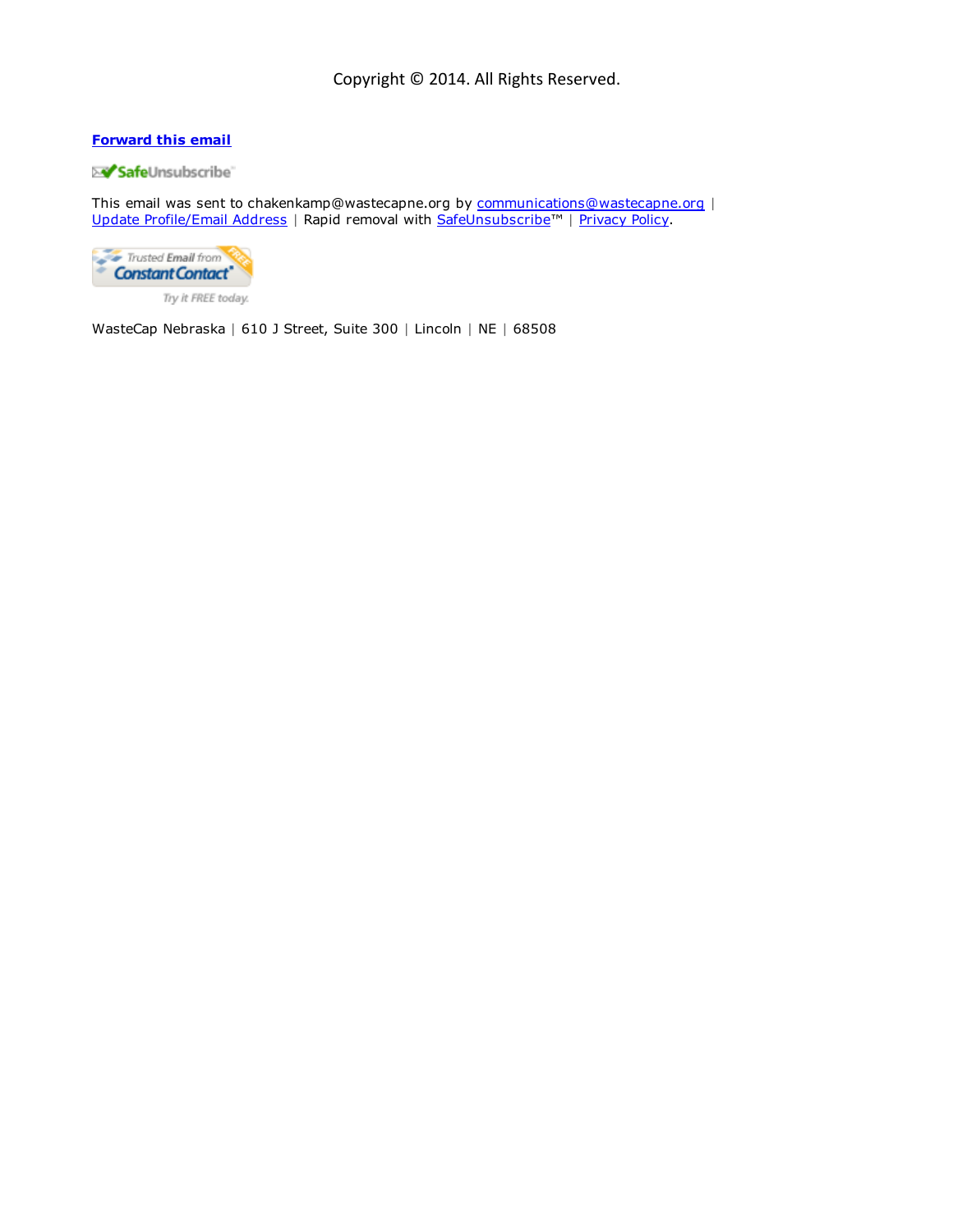Copyright © 2014. All Rights Reserved.

**Forward this email**

SafeUnsubscribe

This email was sent to chakenkamp@wastecapne.org by communications@wastecapne.org | Update Profile/Email Address | Rapid removal with SafeUnsubscribe™ | Privacy Policy.

Trusted Email from Constant Contact FREE

Try it FREE today.

WasteCap Nebraska | 610 J Street, Suite 300 | Lincoln | NE | 68508